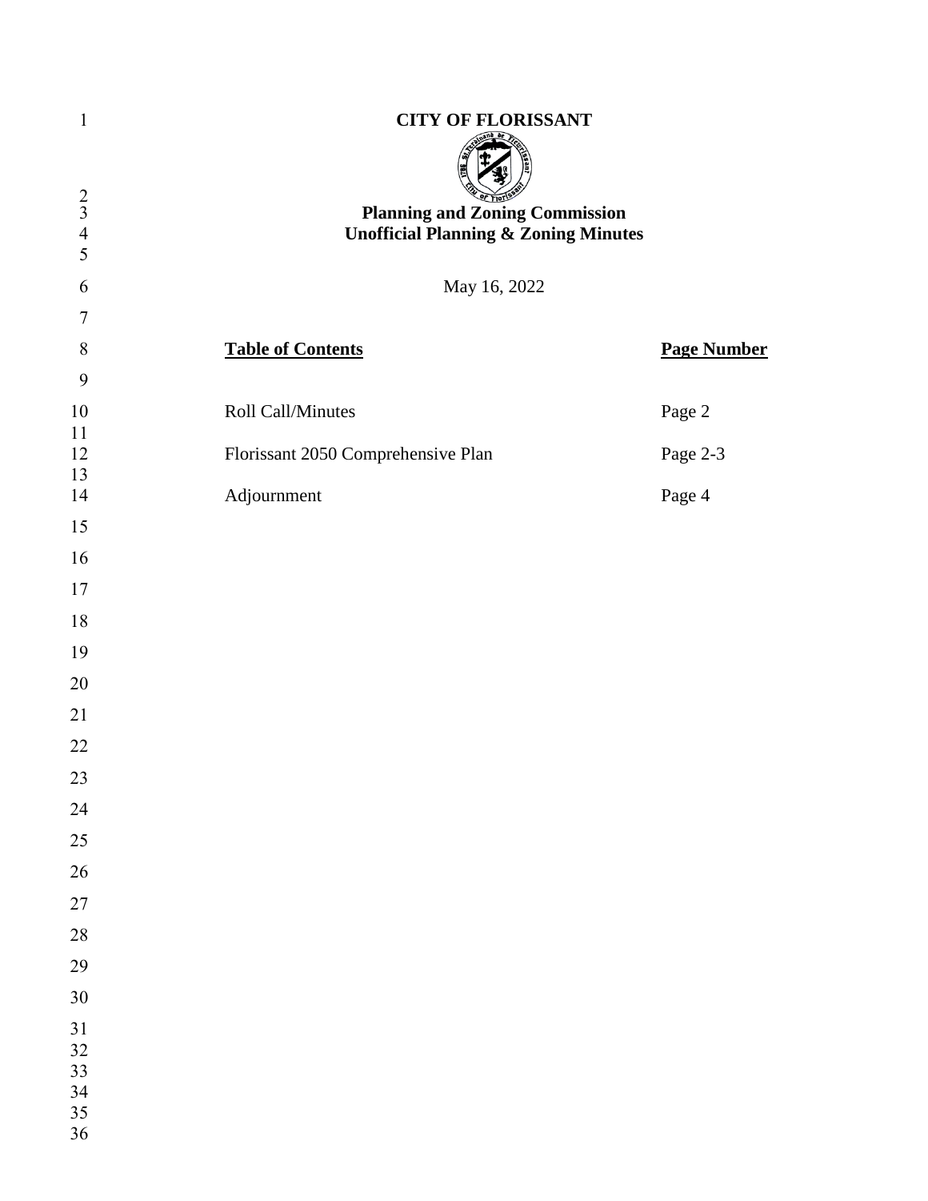# CITY OF FLORISSANT

## Planning and Zoning Commission
## Unofficial Planning & Zoning Minutes

May 16, 2022

| **Table of Contents** | **Page Number** |
|---|---|
| Roll Call/Minutes | Page 2 |
| Florissant 2050 Comprehensive Plan | Page 2-3 |
| Adjournment | Page 4 |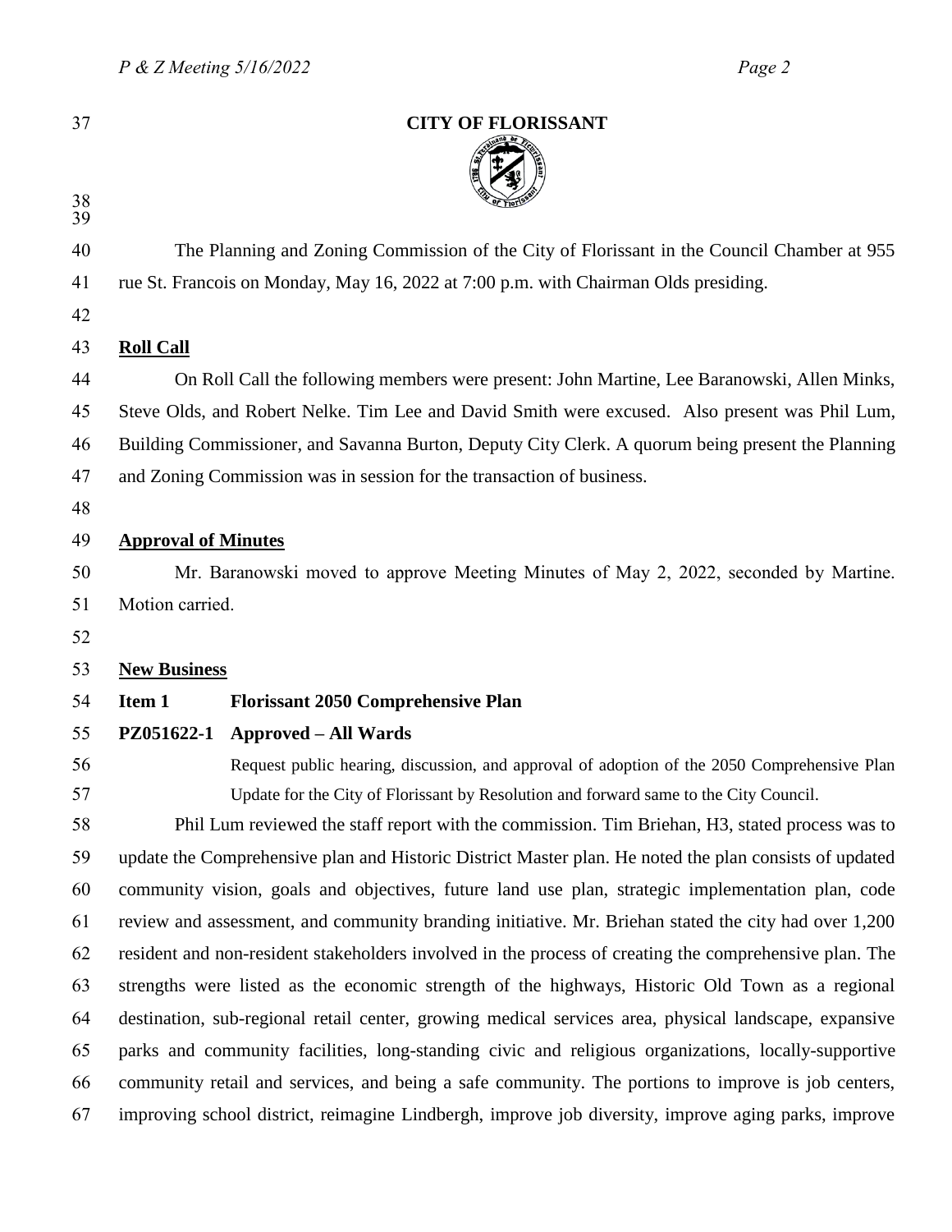**CITY OF FLORISSANT**

The Planning and Zoning Commission of the City of Florissant in the Council Chamber at 955 rue St. Francois on Monday, May 16, 2022 at 7:00 p.m. with Chairman Olds presiding.

**Roll Call**

On Roll Call the following members were present: John Martine, Lee Baranowski, Allen Minks, Steve Olds, and Robert Nelke. Tim Lee and David Smith were excused. Also present was Phil Lum, Building Commissioner, and Savanna Burton, Deputy City Clerk. A quorum being present the Planning and Zoning Commission was in session for the transaction of business.

**Approval of Minutes**

Mr. Baranowski moved to approve Meeting Minutes of May 2, 2022, seconded by Martine. Motion carried.

**New Business**

**Item 1 Florissant 2050 Comprehensive Plan**

**PZ051622-1 Approved – All Wards**

Request public hearing, discussion, and approval of adoption of the 2050 Comprehensive Plan Update for the City of Florissant by Resolution and forward same to the City Council.

Phil Lum reviewed the staff report with the commission. Tim Briehan, H3, stated process was to update the Comprehensive plan and Historic District Master plan. He noted the plan consists of updated community vision, goals and objectives, future land use plan, strategic implementation plan, code review and assessment, and community branding initiative. Mr. Briehan stated the city had over 1,200 resident and non-resident stakeholders involved in the process of creating the comprehensive plan. The strengths were listed as the economic strength of the highways, Historic Old Town as a regional destination, sub-regional retail center, growing medical services area, physical landscape, expansive parks and community facilities, long-standing civic and religious organizations, locally-supportive community retail and services, and being a safe community. The portions to improve is job centers, improving school district, reimagine Lindbergh, improve job diversity, improve aging parks, improve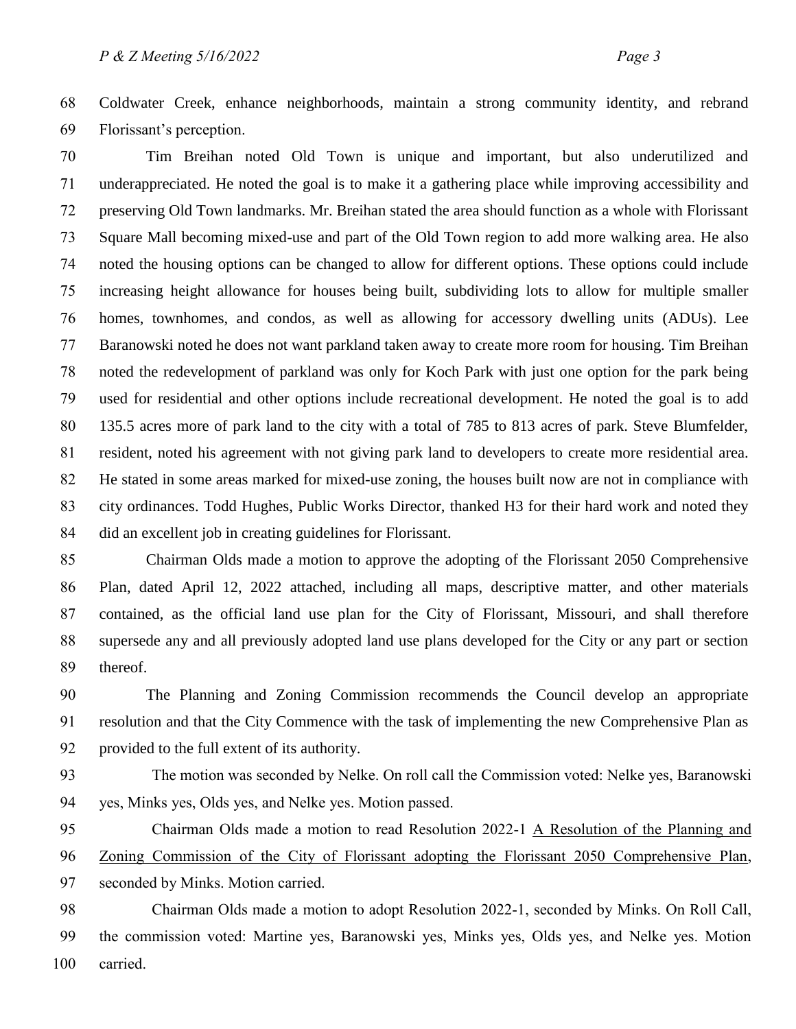Coldwater Creek, enhance neighborhoods, maintain a strong community identity, and rebrand Florissant's perception.

Tim Breihan noted Old Town is unique and important, but also underutilized and underappreciated. He noted the goal is to make it a gathering place while improving accessibility and preserving Old Town landmarks. Mr. Breihan stated the area should function as a whole with Florissant Square Mall becoming mixed-use and part of the Old Town region to add more walking area. He also noted the housing options can be changed to allow for different options. These options could include increasing height allowance for houses being built, subdividing lots to allow for multiple smaller homes, townhomes, and condos, as well as allowing for accessory dwelling units (ADUs). Lee Baranowski noted he does not want parkland taken away to create more room for housing. Tim Breihan noted the redevelopment of parkland was only for Koch Park with just one option for the park being used for residential and other options include recreational development. He noted the goal is to add 135.5 acres more of park land to the city with a total of 785 to 813 acres of park. Steve Blumfelder, resident, noted his agreement with not giving park land to developers to create more residential area. He stated in some areas marked for mixed-use zoning, the houses built now are not in compliance with city ordinances. Todd Hughes, Public Works Director, thanked H3 for their hard work and noted they did an excellent job in creating guidelines for Florissant.

Chairman Olds made a motion to approve the adopting of the Florissant 2050 Comprehensive Plan, dated April 12, 2022 attached, including all maps, descriptive matter, and other materials contained, as the official land use plan for the City of Florissant, Missouri, and shall therefore supersede any and all previously adopted land use plans developed for the City or any part or section thereof.

The Planning and Zoning Commission recommends the Council develop an appropriate resolution and that the City Commence with the task of implementing the new Comprehensive Plan as provided to the full extent of its authority.

The motion was seconded by Nelke. On roll call the Commission voted: Nelke yes, Baranowski yes, Minks yes, Olds yes, and Nelke yes. Motion passed.

Chairman Olds made a motion to read Resolution 2022-1 A Resolution of the Planning and Zoning Commission of the City of Florissant adopting the Florissant 2050 Comprehensive Plan, seconded by Minks. Motion carried.

Chairman Olds made a motion to adopt Resolution 2022-1, seconded by Minks. On Roll Call, the commission voted: Martine yes, Baranowski yes, Minks yes, Olds yes, and Nelke yes. Motion carried.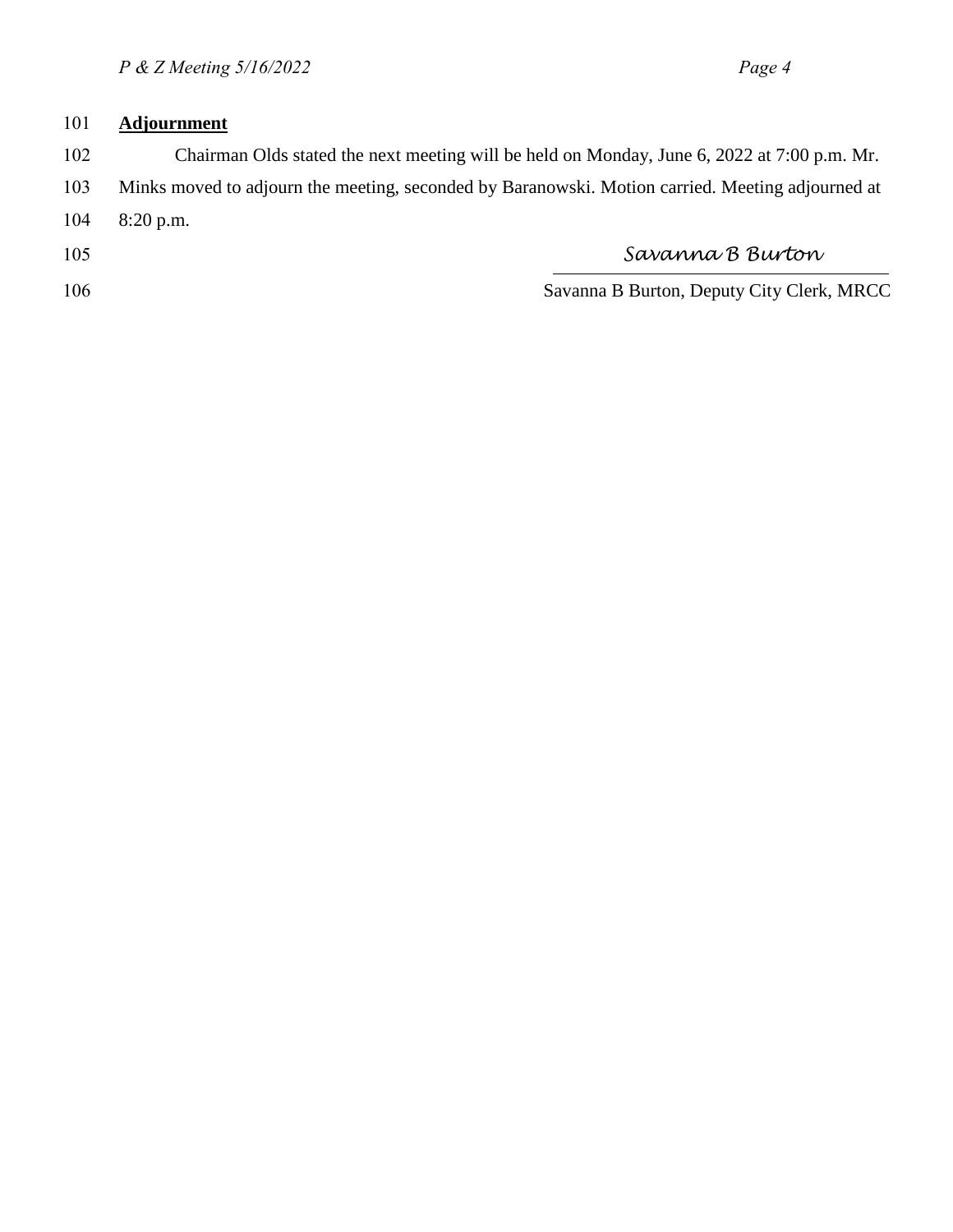**Adjournment**

Chairman Olds stated the next meeting will be held on Monday, June 6, 2022 at 7:00 p.m. Mr. Minks moved to adjourn the meeting, seconded by Baranowski. Motion carried. Meeting adjourned at 8:20 p.m.

*Savanna B Burton*

Savanna B Burton, Deputy City Clerk, MRCC